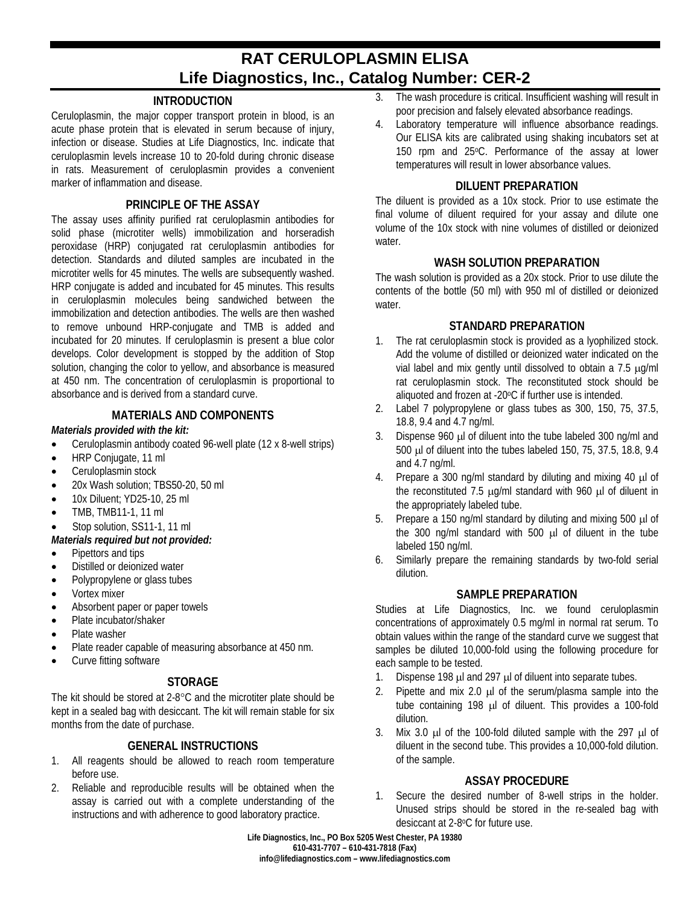# RAT CERULOPLASMIN ELISA
# Life Diagnostics, Inc., Catalog Number: CER-2

## INTRODUCTION

Ceruloplasmin, the major copper transport protein in blood, is an acute phase protein that is elevated in serum because of injury, infection or disease. Studies at Life Diagnostics, Inc. indicate that ceruloplasmin levels increase 10 to 20-fold during chronic disease in rats. Measurement of ceruloplasmin provides a convenient marker of inflammation and disease.

## PRINCIPLE OF THE ASSAY

The assay uses affinity purified rat ceruloplasmin antibodies for solid phase (microtiter wells) immobilization and horseradish peroxidase (HRP) conjugated rat ceruloplasmin antibodies for detection. Standards and diluted samples are incubated in the microtiter wells for 45 minutes. The wells are subsequently washed. HRP conjugate is added and incubated for 45 minutes. This results in ceruloplasmin molecules being sandwiched between the immobilization and detection antibodies. The wells are then washed to remove unbound HRP-conjugate and TMB is added and incubated for 20 minutes. If ceruloplasmin is present a blue color develops. Color development is stopped by the addition of Stop solution, changing the color to yellow, and absorbance is measured at 450 nm. The concentration of ceruloplasmin is proportional to absorbance and is derived from a standard curve.

## MATERIALS AND COMPONENTS

***Materials provided with the kit:***

- Ceruloplasmin antibody coated 96-well plate (12 x 8-well strips)
- HRP Conjugate, 11 ml
- Ceruloplasmin stock
- 20x Wash solution; TBS50-20, 50 ml
- 10x Diluent; YD25-10, 25 ml
- TMB, TMB11-1, 11 ml
- Stop solution, SS11-1, 11 ml

***Materials required but not provided:***

- Pipettors and tips
- Distilled or deionized water
- Polypropylene or glass tubes
- Vortex mixer
- Absorbent paper or paper towels
- Plate incubator/shaker
- Plate washer
- Plate reader capable of measuring absorbance at 450 nm.
- Curve fitting software

## STORAGE

The kit should be stored at 2-8°C and the microtiter plate should be kept in a sealed bag with desiccant. The kit will remain stable for six months from the date of purchase.

## GENERAL INSTRUCTIONS

1. All reagents should be allowed to reach room temperature before use.
2. Reliable and reproducible results will be obtained when the assay is carried out with a complete understanding of the instructions and with adherence to good laboratory practice.
3. The wash procedure is critical. Insufficient washing will result in poor precision and falsely elevated absorbance readings.
4. Laboratory temperature will influence absorbance readings. Our ELISA kits are calibrated using shaking incubators set at 150 rpm and 25°C. Performance of the assay at lower temperatures will result in lower absorbance values.

## DILUENT PREPARATION

The diluent is provided as a 10x stock. Prior to use estimate the final volume of diluent required for your assay and dilute one volume of the 10x stock with nine volumes of distilled or deionized water.

## WASH SOLUTION PREPARATION

The wash solution is provided as a 20x stock. Prior to use dilute the contents of the bottle (50 ml) with 950 ml of distilled or deionized water.

## STANDARD PREPARATION

1. The rat ceruloplasmin stock is provided as a lyophilized stock. Add the volume of distilled or deionized water indicated on the vial label and mix gently until dissolved to obtain a 7.5 μg/ml rat ceruloplasmin stock. The reconstituted stock should be aliquoted and frozen at -20°C if further use is intended.
2. Label 7 polypropylene or glass tubes as 300, 150, 75, 37.5, 18.8, 9.4 and 4.7 ng/ml.
3. Dispense 960 μl of diluent into the tube labeled 300 ng/ml and 500 μl of diluent into the tubes labeled 150, 75, 37.5, 18.8, 9.4 and 4.7 ng/ml.
4. Prepare a 300 ng/ml standard by diluting and mixing 40 μl of the reconstituted 7.5 μg/ml standard with 960 μl of diluent in the appropriately labeled tube.
5. Prepare a 150 ng/ml standard by diluting and mixing 500 μl of the 300 ng/ml standard with 500 μl of diluent in the tube labeled 150 ng/ml.
6. Similarly prepare the remaining standards by two-fold serial dilution.

## SAMPLE PREPARATION

Studies at Life Diagnostics, Inc. we found ceruloplasmin concentrations of approximately 0.5 mg/ml in normal rat serum. To obtain values within the range of the standard curve we suggest that samples be diluted 10,000-fold using the following procedure for each sample to be tested.

1. Dispense 198 μl and 297 μl of diluent into separate tubes.
2. Pipette and mix 2.0 μl of the serum/plasma sample into the tube containing 198 μl of diluent. This provides a 100-fold dilution.
3. Mix 3.0 μl of the 100-fold diluted sample with the 297 μl of diluent in the second tube. This provides a 10,000-fold dilution. of the sample.

## ASSAY PROCEDURE

1. Secure the desired number of 8-well strips in the holder. Unused strips should be stored in the re-sealed bag with desiccant at 2-8°C for future use.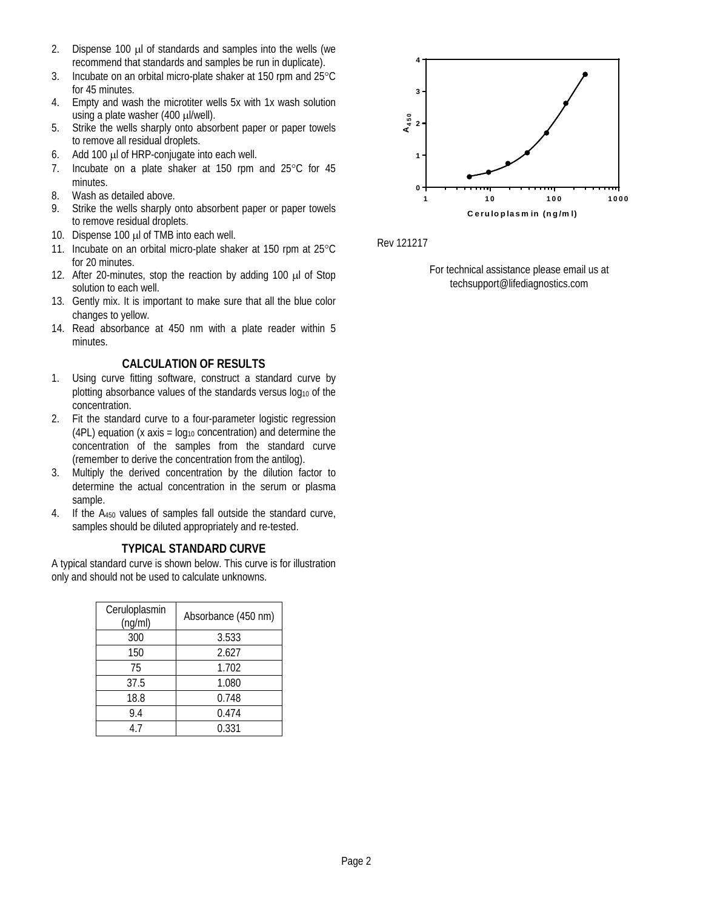2. Dispense 100 μl of standards and samples into the wells (we recommend that standards and samples be run in duplicate).
3. Incubate on an orbital micro-plate shaker at 150 rpm and 25°C for 45 minutes.
4. Empty and wash the microtiter wells 5x with 1x wash solution using a plate washer (400 μl/well).
5. Strike the wells sharply onto absorbent paper or paper towels to remove all residual droplets.
6. Add 100 μl of HRP-conjugate into each well.
7. Incubate on a plate shaker at 150 rpm and 25°C for 45 minutes.
8. Wash as detailed above.
9. Strike the wells sharply onto absorbent paper or paper towels to remove residual droplets.
10. Dispense 100 μl of TMB into each well.
11. Incubate on an orbital micro-plate shaker at 150 rpm at 25°C for 20 minutes.
12. After 20-minutes, stop the reaction by adding 100 μl of Stop solution to each well.
13. Gently mix. It is important to make sure that all the blue color changes to yellow.
14. Read absorbance at 450 nm with a plate reader within 5 minutes.

## CALCULATION OF RESULTS

1. Using curve fitting software, construct a standard curve by plotting absorbance values of the standards versus $\log_{10}$ of the concentration.
2. Fit the standard curve to a four-parameter logistic regression (4PL) equation (x axis = $\log_{10}$ concentration) and determine the concentration of the samples from the standard curve (remember to derive the concentration from the antilog).
3. Multiply the derived concentration by the dilution factor to determine the actual concentration in the serum or plasma sample.
4. If the $A_{450}$ values of samples fall outside the standard curve, samples should be diluted appropriately and re-tested.

## TYPICAL STANDARD CURVE

A typical standard curve is shown below. This curve is for illustration only and should not be used to calculate unknowns.

| Ceruloplasmin (ng/ml) | Absorbance (450 nm) |
|---|---|
| 300 | 3.533 |
| 150 | 2.627 |
| 75 | 1.702 |
| 37.5 | 1.080 |
| 18.8 | 0.748 |
| 9.4 | 0.474 |
| 4.7 | 0.331 |

$A_{450}$

0
1
2
3
4

1
10
100
1000

Ceruloplasmin (ng/ml)

Rev 121217

For technical assistance please email us at techsupport@lifediagnostics.com